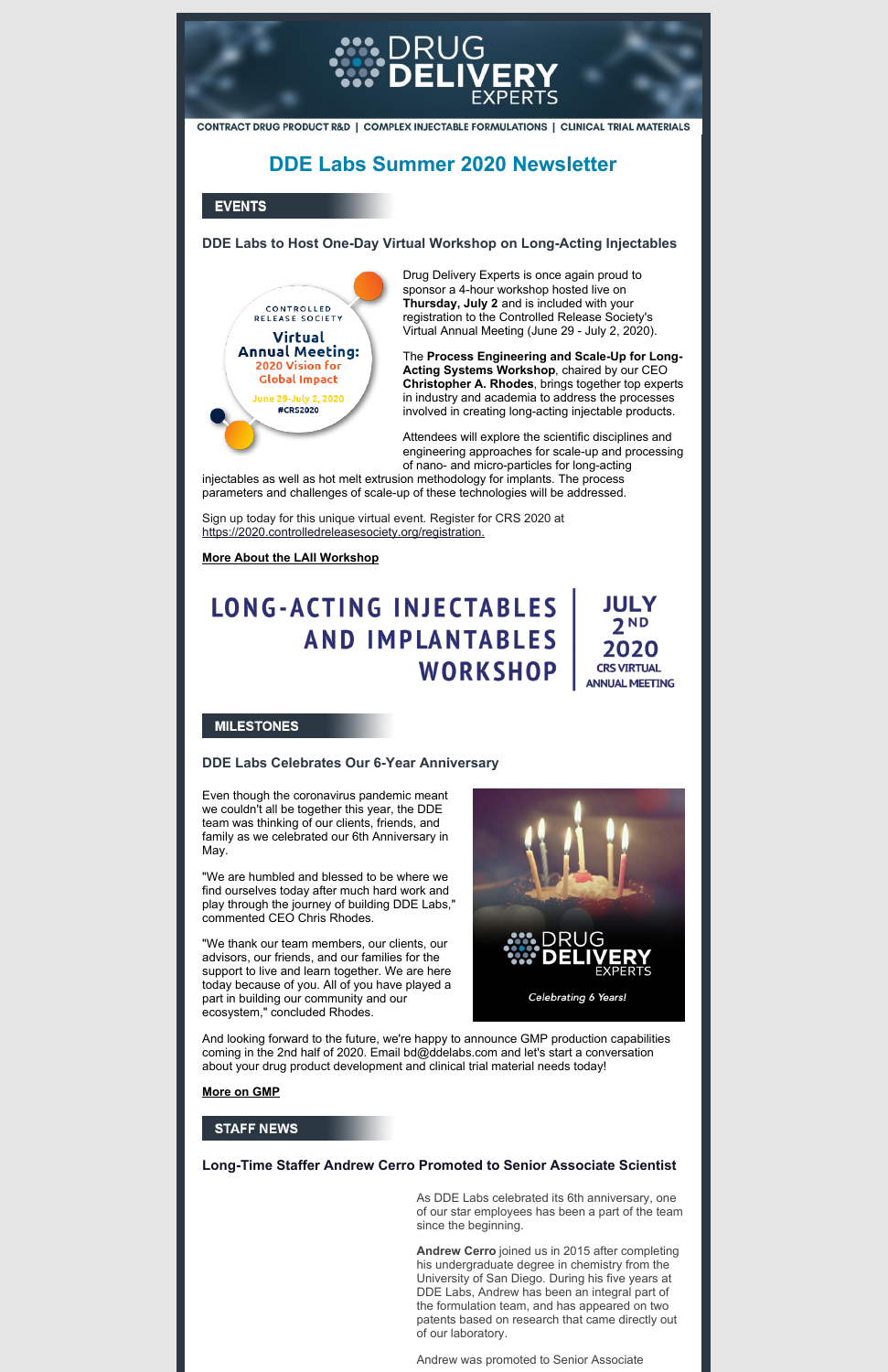DRUG DELIVERY EXPERTS

CONTRACT DRUG PRODUCT R&D | COMPLEX INJECTABLE FORMULATIONS | CLINICAL TRIAL MATERIALS

# DDE Labs Summer 2020 Newsletter

## EVENTS

### DDE Labs to Host One-Day Virtual Workshop on Long-Acting Injectables

CONTROLLED RELEASE SOCIETY
Virtual Annual Meeting: 2020 Vision for Global Impact
June 29-July 2, 2020
#CRS2020

Drug Delivery Experts is once again proud to sponsor a 4-hour workshop hosted live on **Thursday, July 2** and is included with your registration to the Controlled Release Society's Virtual Annual Meeting (June 29 - July 2, 2020).

The **Process Engineering and Scale-Up for Long-Acting Systems Workshop**, chaired by our CEO **Christopher A. Rhodes**, brings together top experts in industry and academia to address the processes involved in creating long-acting injectable products.

Attendees will explore the scientific disciplines and engineering approaches for scale-up and processing of nano- and micro-particles for long-acting injectables as well as hot melt extrusion methodology for implants. The process parameters and challenges of scale-up of these technologies will be addressed.

Sign up today for this unique virtual event. Register for CRS 2020 at https://2020.controlledreleasesociety.org/registration.

**More About the LAII Workshop**

LONG-ACTING INJECTABLES AND IMPLANTABLES WORKSHOP | JULY 2ND 2020 CRS VIRTUAL ANNUAL MEETING

## MILESTONES

### DDE Labs Celebrates Our 6-Year Anniversary

Even though the coronavirus pandemic meant we couldn't all be together this year, the DDE team was thinking of our clients, friends, and family as we celebrated our 6th Anniversary in May.

"We are humbled and blessed to be where we find ourselves today after much hard work and play through the journey of building DDE Labs," commented CEO Chris Rhodes.

"We thank our team members, our clients, our advisors, our friends, and our families for the support to live and learn together. We are here today because of you. All of you have played a part in building our community and our ecosystem," concluded Rhodes.

DRUG DELIVERY EXPERTS
*Celebrating 6 Years!*

And looking forward to the future, we're happy to announce GMP production capabilities coming in the 2nd half of 2020. Email bd@ddelabs.com and let's start a conversation about your drug product development and clinical trial material needs today!

**More on GMP**

## STAFF NEWS

### Long-Time Staffer Andrew Cerro Promoted to Senior Associate Scientist

As DDE Labs celebrated its 6th anniversary, one of our star employees has been a part of the team since the beginning.

**Andrew Cerro** joined us in 2015 after completing his undergraduate degree in chemistry from the University of San Diego. During his five years at DDE Labs, Andrew has been an integral part of the formulation team, and has appeared on two patents based on research that came directly out of our laboratory.

Andrew was promoted to Senior Associate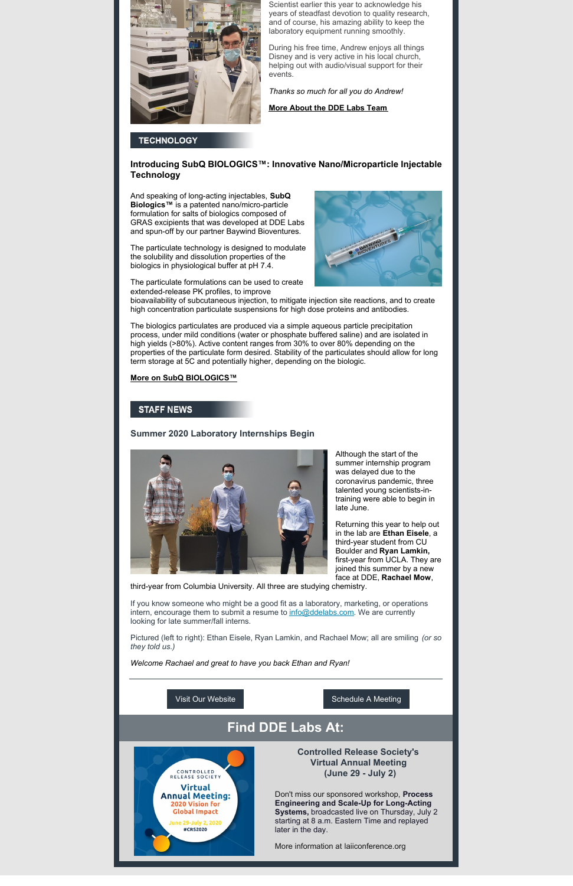Scientist earlier this year to acknowledge his years of steadfast devotion to quality research, and of course, his amazing ability to keep the laboratory equipment running smoothly.

During his free time, Andrew enjoys all things Disney and is very active in his local church, helping out with audio/visual support for their events.

*Thanks so much for all you do Andrew!*

**More About the DDE Labs Team**

## TECHNOLOGY

### Introducing SubQ BIOLOGICS™: Innovative Nano/Microparticle Injectable Technology

And speaking of long-acting injectables, **SubQ Biologics™** is a patented nano/micro-particle formulation for salts of biologics composed of GRAS excipients that was developed at DDE Labs and spun-off by our partner Baywind Bioventures.

The particulate technology is designed to modulate the solubility and dissolution properties of the biologics in physiological buffer at pH 7.4.

The particulate formulations can be used to create extended-release PK profiles, to improve bioavailability of subcutaneous injection, to mitigate injection site reactions, and to create high concentration particulate suspensions for high dose proteins and antibodies.

The biologics particulates are produced via a simple aqueous particle precipitation process, under mild conditions (water or phosphate buffered saline) and are isolated in high yields (>80%). Active content ranges from 30% to over 80% depending on the properties of the particulate form desired. Stability of the particulates should allow for long term storage at 5C and potentially higher, depending on the biologic.

**More on SubQ BIOLOGICS™**

## STAFF NEWS

### Summer 2020 Laboratory Internships Begin

Although the start of the summer internship program was delayed due to the coronavirus pandemic, three talented young scientists-in-training were able to begin in late June.

Returning this year to help out in the lab are **Ethan Eisele**, a third-year student from CU Boulder and **Ryan Lamkin,** first-year from UCLA. They are joined this summer by a new face at DDE, **Rachael Mow**, third-year from Columbia University. All three are studying chemistry.

If you know someone who might be a good fit as a laboratory, marketing, or operations intern, encourage them to submit a resume to info@ddelabs.com. We are currently looking for late summer/fall interns.

Pictured (left to right): Ethan Eisele, Ryan Lamkin, and Rachael Mow; all are smiling *(or so they told us.)*

*Welcome Rachael and great to have you back Ethan and Ryan!*

---

Visit Our Website | Schedule A Meeting

## Find DDE Labs At:

**Controlled Release Society's Virtual Annual Meeting (June 29 - July 2)**

Don't miss our sponsored workshop, **Process Engineering and Scale-Up for Long-Acting Systems,** broadcasted live on Thursday, July 2 starting at 8 a.m. Eastern Time and replayed later in the day.

More information at laiiconference.org